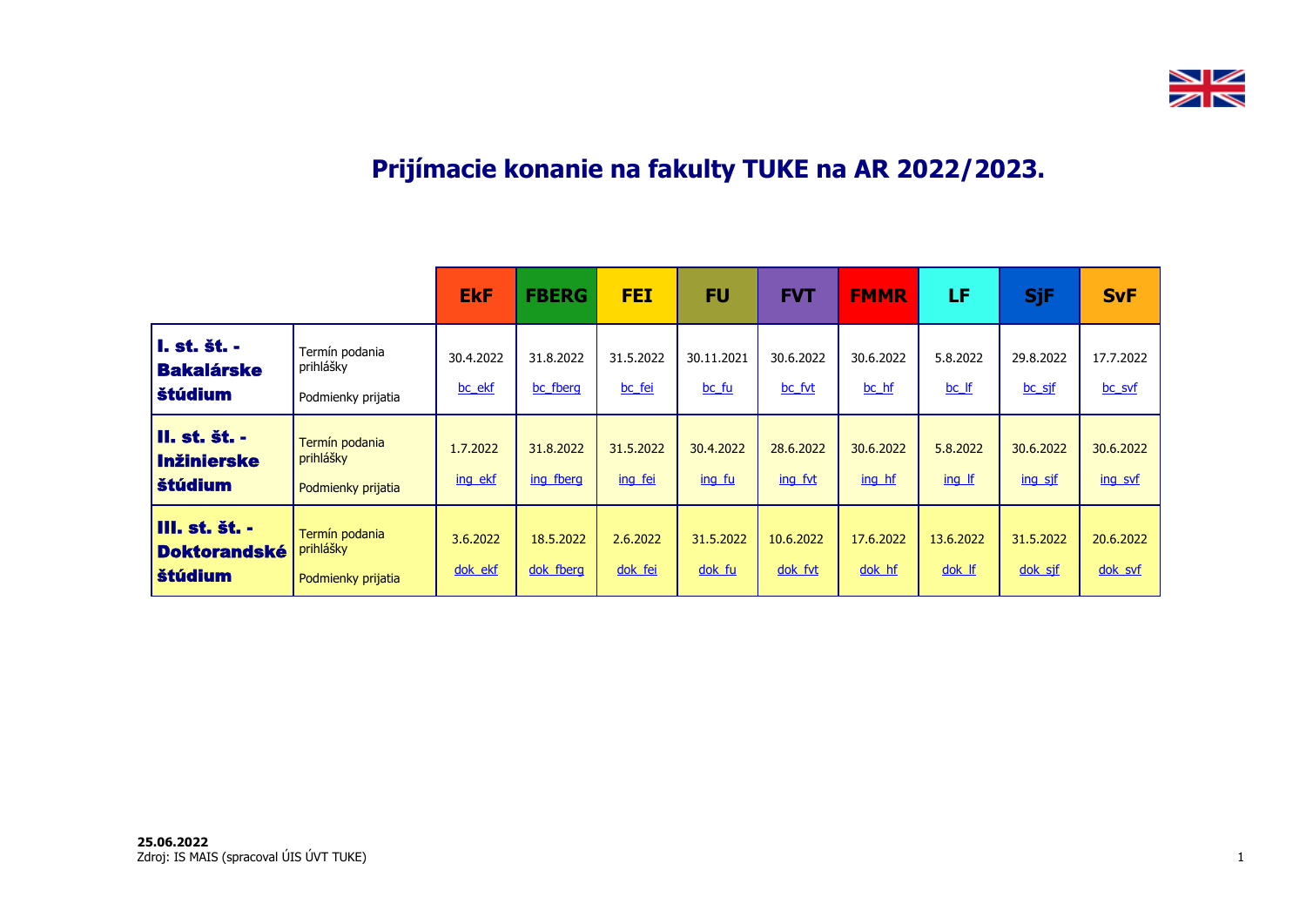# Prijímacie konanie na fakulty TUKE na AR 2022/2023.

| | | EkF | FBERG | FEI | FU | FVT | FMMR | LF | SjF | SvF |
|---|---|---|---|---|---|---|---|---|---|---|
| **I. st. št. - Bakalárske štúdium** | Termín podania prihlášky | 30.4.2022 | 31.8.2022 | 31.5.2022 | 30.11.2021 | 30.6.2022 | 30.6.2022 | 5.8.2022 | 29.8.2022 | 17.7.2022 |
| | Podmienky prijatia | bc_ekf | bc_fberg | bc_fei | bc_fu | bc_fvt | bc_hf | bc_lf | bc_sjf | bc_svf |
| **II. st. št. - Inžinierske štúdium** | Termín podania prihlášky | 1.7.2022 | 31.8.2022 | 31.5.2022 | 30.4.2022 | 28.6.2022 | 30.6.2022 | 5.8.2022 | 30.6.2022 | 30.6.2022 |
| | Podmienky prijatia | ing_ekf | ing_fberg | ing_fei | ing_fu | ing_fvt | ing_hf | ing_lf | ing_sjf | ing_svf |
| **III. st. št. - Doktorandské štúdium** | Termín podania prihlášky | 3.6.2022 | 18.5.2022 | 2.6.2022 | 31.5.2022 | 10.6.2022 | 17.6.2022 | 13.6.2022 | 31.5.2022 | 20.6.2022 |
| | Podmienky prijatia | dok_ekf | dok_fberg | dok_fei | dok_fu | dok_fvt | dok_hf | dok_lf | dok_sjf | dok_svf |

**25.06.2022**
Zdroj: IS MAIS (spracoval ÚIS ÚVT TUKE)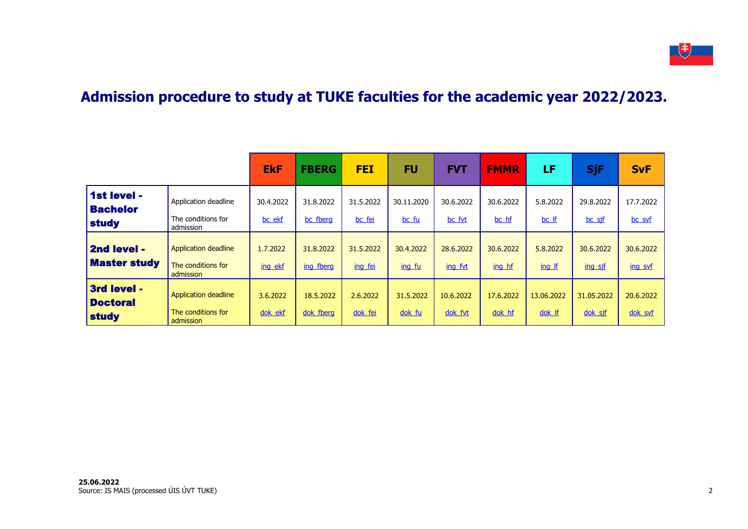# Admission procedure to study at TUKE faculties for the academic year 2022/2023.

| | | EkF | FBERG | FEI | FU | FVT | FMMR | LF | SjF | SvF |
|---|---|---|---|---|---|---|---|---|---|---|
| **1st level - Bachelor study** | Application deadline | 30.4.2022 | 31.8.2022 | 31.5.2022 | 30.11.2020 | 30.6.2022 | 30.6.2022 | 5.8.2022 | 29.8.2022 | 17.7.2022 |
| | The conditions for admission | bc_ekf | bc_fberg | bc_fei | bc_fu | bc_fvt | bc_hf | bc_lf | bc_sjf | bc_svf |
| **2nd level - Master study** | Application deadline | 1.7.2022 | 31.8.2022 | 31.5.2022 | 30.4.2022 | 28.6.2022 | 30.6.2022 | 5.8.2022 | 30.6.2022 | 30.6.2022 |
| | The conditions for admission | ing_ekf | ing_fberg | ing_fei | ing_fu | ing_fvt | ing_hf | ing_lf | ing_sjf | ing_svf |
| **3rd level - Doctoral study** | Application deadline | 3.6.2022 | 18.5.2022 | 2.6.2022 | 31.5.2022 | 10.6.2022 | 17.6.2022 | 13.06.2022 | 31.05.2022 | 20.6.2022 |
| | The conditions for admission | dok_ekf | dok_fberg | dok_fei | dok_fu | dok_fvt | dok_hf | dok_lf | dok_sjf | dok_svf |

**25.06.2022**
Source: IS MAIS (processed ÚIS ÚVT TUKE)